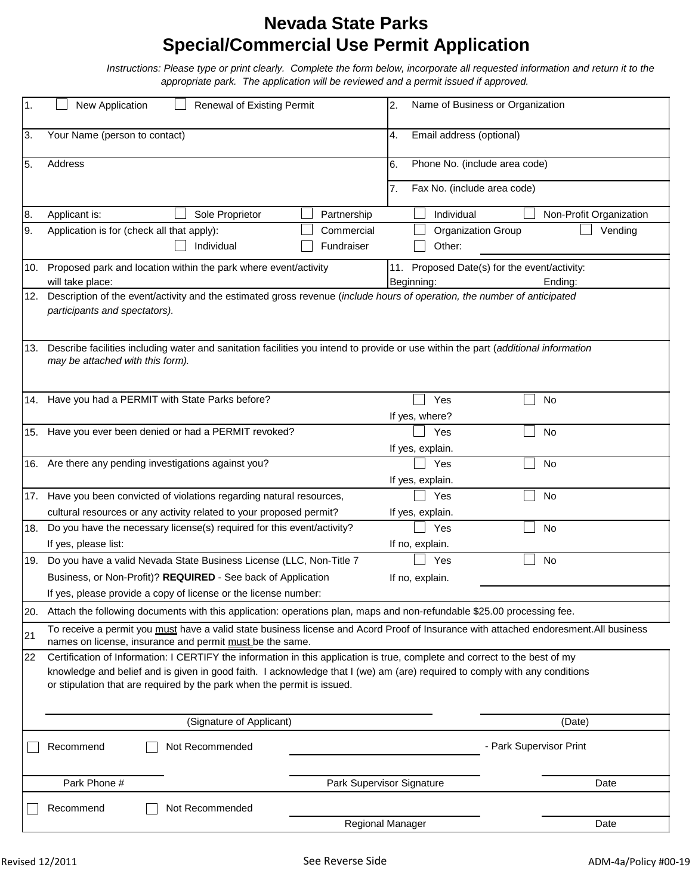# Nevada State Parks
# Special/Commercial Use Permit Application

*Instructions: Please type or print clearly. Complete the form below, incorporate all requested information and return it to the appropriate park. The application will be reviewed and a permit issued if approved.*

| | |
|---|---|
| 1. ☐ New Application ☐ Renewal of Existing Permit | 2. Name of Business or Organization |
| 3. Your Name (person to contact) | 4. Email address (optional) |
| 5. Address | 6. Phone No. (include area code) |
| | 7. Fax No. (include area code) |

8. Applicant is: ☐ Sole Proprietor ☐ Partnership ☐ Individual ☐ Non-Profit Organization

9. Application is for (check all that apply): ☐ Commercial ☐ Organization Group ☐ Vending ☐ Individual ☐ Fundraiser ☐ Other:

| | |
|---|---|
| 10. Proposed park and location within the park where event/activity will take place: | 11. Proposed Date(s) for the event/activity: Beginning: Ending: |

12. Description of the event/activity and the estimated gross revenue (*include hours of operation, the number of anticipated participants and spectators).*

13. Describe facilities including water and sanitation facilities you intend to provide or use within the part (*additional information may be attached with this form).*

| | | |
|---|---|---|
| 14. Have you had a PERMIT with State Parks before? | ☐ Yes If yes, where? | ☐ No |
| 15. Have you ever been denied or had a PERMIT revoked? | ☐ Yes If yes, explain. | ☐ No |
| 16. Are there any pending investigations against you? | ☐ Yes If yes, explain. | ☐ No |
| 17. Have you been convicted of violations regarding natural resources, cultural resources or any activity related to your proposed permit? | ☐ Yes If yes, explain. | ☐ No |
| 18. Do you have the necessary license(s) required for this event/activity? If yes, please list: | ☐ Yes If no, explain. | ☐ No |
| 19. Do you have a valid Nevada State Business License (LLC, Non-Title 7 Business, or Non-Profit)? **REQUIRED** - See back of Application If yes, please provide a copy of license or the license number: | ☐ Yes If no, explain. | ☐ No |

20. Attach the following documents with this application: operations plan, maps and non-refundable $25.00 processing fee.

21 To receive a permit you must have a valid state business license and Acord Proof of Insurance with attached endoresment.All business names on license, insurance and permit must be the same.

22 Certification of Information: I CERTIFY the information in this application is true, complete and correct to the best of my knowledge and belief and is given in good faith. I acknowledge that I (we) am (are) required to comply with any conditions or stipulation that are required by the park when the permit is issued.

_______________________________ (Signature of Applicant) _______________ (Date)

☐ Recommend ☐ Not Recommended _______________________ - Park Supervisor Print

_______________ Park Phone # _______________________ Park Supervisor Signature _______________ Date

☐ Recommend ☐ Not Recommended _______________________ Regional Manager _______________ Date

Revised 12/2011 See Reverse Side ADM-4a/Policy #00-19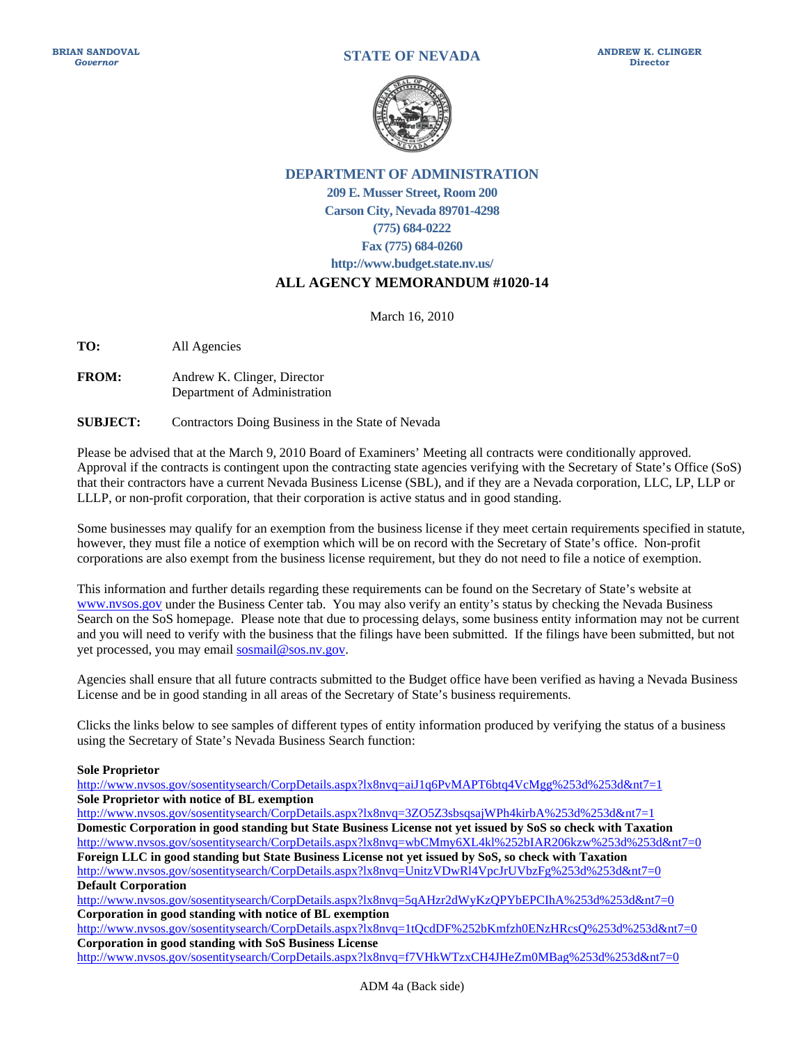BRIAN SANDOVAL
*Governor*

STATE OF NEVADA

ANDREW K. CLINGER
Director

## DEPARTMENT OF ADMINISTRATION

**209 E. Musser Street, Room 200**
**Carson City, Nevada 89701-4298**
**(775) 684-0222**
**Fax (775) 684-0260**
**http://www.budget.state.nv.us/**

## ALL AGENCY MEMORANDUM #1020-14

March 16, 2010

**TO:** All Agencies

**FROM:** Andrew K. Clinger, Director
Department of Administration

**SUBJECT:** Contractors Doing Business in the State of Nevada

Please be advised that at the March 9, 2010 Board of Examiners' Meeting all contracts were conditionally approved. Approval if the contracts is contingent upon the contracting state agencies verifying with the Secretary of State's Office (SoS) that their contractors have a current Nevada Business License (SBL), and if they are a Nevada corporation, LLC, LP, LLP or LLLP, or non-profit corporation, that their corporation is active status and in good standing.

Some businesses may qualify for an exemption from the business license if they meet certain requirements specified in statute, however, they must file a notice of exemption which will be on record with the Secretary of State's office. Non-profit corporations are also exempt from the business license requirement, but they do not need to file a notice of exemption.

This information and further details regarding these requirements can be found on the Secretary of State's website at www.nvsos.gov under the Business Center tab. You may also verify an entity's status by checking the Nevada Business Search on the SoS homepage. Please note that due to processing delays, some business entity information may not be current and you will need to verify with the business that the filings have been submitted. If the filings have been submitted, but not yet processed, you may email sosmail@sos.nv.gov.

Agencies shall ensure that all future contracts submitted to the Budget office have been verified as having a Nevada Business License and be in good standing in all areas of the Secretary of State's business requirements.

Clicks the links below to see samples of different types of entity information produced by verifying the status of a business using the Secretary of State's Nevada Business Search function:

**Sole Proprietor**
http://www.nvsos.gov/sosentitysearch/CorpDetails.aspx?lx8nvq=aiJ1q6PvMAPT6btq4VcMgg%253d%253d&nt7=1

**Sole Proprietor with notice of BL exemption**
http://www.nvsos.gov/sosentitysearch/CorpDetails.aspx?lx8nvq=3ZO5Z3sbsqsajWPh4kirbA%253d%253d&nt7=1

**Domestic Corporation in good standing but State Business License not yet issued by SoS so check with Taxation**
http://www.nvsos.gov/sosentitysearch/CorpDetails.aspx?lx8nvq=wbCMmy6XL4kl%252bIAR206kzw%253d%253d&nt7=0

**Foreign LLC in good standing but State Business License not yet issued by SoS, so check with Taxation**
http://www.nvsos.gov/sosentitysearch/CorpDetails.aspx?lx8nvq=UnitzVDwRl4VpcJrUVbzFg%253d%253d&nt7=0

**Default Corporation**
http://www.nvsos.gov/sosentitysearch/CorpDetails.aspx?lx8nvq=5qAHzr2dWyKzQPYbEPCIhA%253d%253d&nt7=0

**Corporation in good standing with notice of BL exemption**
http://www.nvsos.gov/sosentitysearch/CorpDetails.aspx?lx8nvq=1tQcdDF%252bKmfzh0ENzHRcsQ%253d%253d&nt7=0

**Corporation in good standing with SoS Business License**
http://www.nvsos.gov/sosentitysearch/CorpDetails.aspx?lx8nvq=f7VHkWTzxCH4JHeZm0MBag%253d%253d&nt7=0

ADM 4a (Back side)